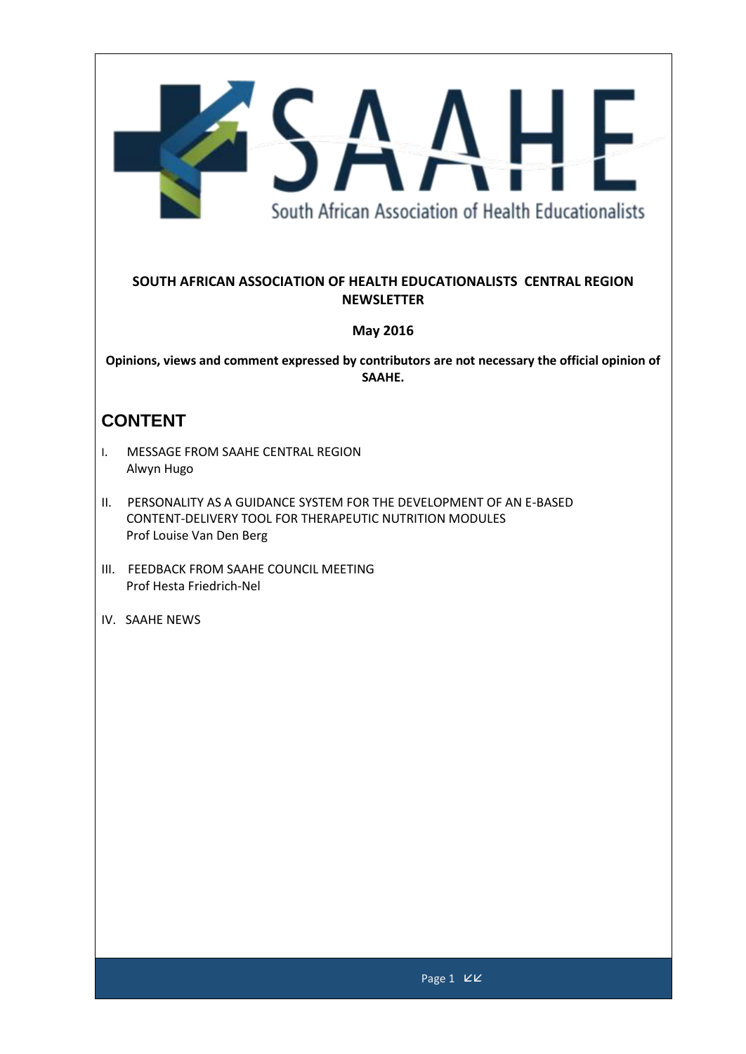SAAHE

South African Association of Health Educationalists

**SOUTH AFRICAN ASSOCIATION OF HEALTH EDUCATIONALISTS CENTRAL REGION NEWSLETTER**

**May 2016**

**Opinions, views and comment expressed by contributors are not necessary the official opinion of SAAHE.**

## CONTENT

I. MESSAGE FROM SAAHE CENTRAL REGION
   Alwyn Hugo

II. PERSONALITY AS A GUIDANCE SYSTEM FOR THE DEVELOPMENT OF AN E-BASED CONTENT-DELIVERY TOOL FOR THERAPEUTIC NUTRITION MODULES
   Prof Louise Van Den Berg

III. FEEDBACK FROM SAAHE COUNCIL MEETING
   Prof Hesta Friedrich-Nel

IV. SAAHE NEWS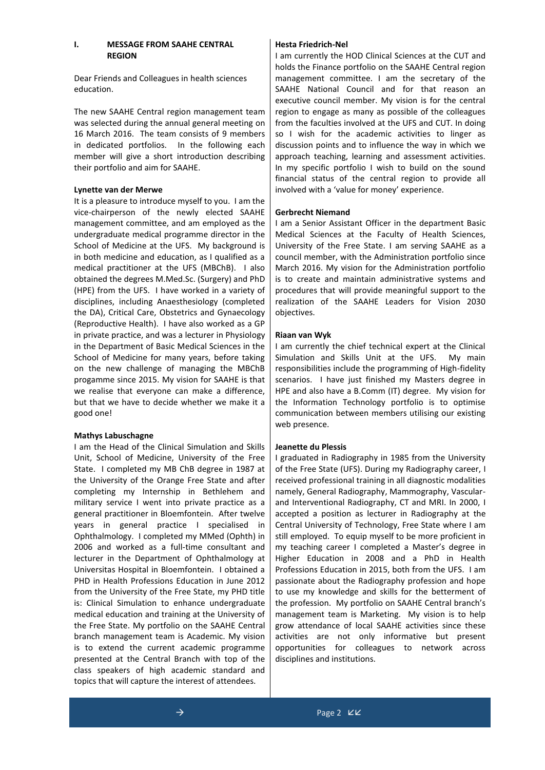## I. MESSAGE FROM SAAHE CENTRAL REGION

Dear Friends and Colleagues in health sciences education.

The new SAAHE Central region management team was selected during the annual general meeting on 16 March 2016. The team consists of 9 members in dedicated portfolios. In the following each member will give a short introduction describing their portfolio and aim for SAAHE.

**Lynette van der Merwe**

It is a pleasure to introduce myself to you. I am the vice-chairperson of the newly elected SAAHE management committee, and am employed as the undergraduate medical programme director in the School of Medicine at the UFS. My background is in both medicine and education, as I qualified as a medical practitioner at the UFS (MBChB). I also obtained the degrees M.Med.Sc. (Surgery) and PhD (HPE) from the UFS. I have worked in a variety of disciplines, including Anaesthesiology (completed the DA), Critical Care, Obstetrics and Gynaecology (Reproductive Health). I have also worked as a GP in private practice, and was a lecturer in Physiology in the Department of Basic Medical Sciences in the School of Medicine for many years, before taking on the new challenge of managing the MBChB progamme since 2015. My vision for SAAHE is that we realise that everyone can make a difference, but that we have to decide whether we make it a good one!

**Mathys Labuschagne**

I am the Head of the Clinical Simulation and Skills Unit, School of Medicine, University of the Free State. I completed my MB ChB degree in 1987 at the University of the Orange Free State and after completing my Internship in Bethlehem and military service I went into private practice as a general practitioner in Bloemfontein. After twelve years in general practice I specialised in Ophthalmology. I completed my MMed (Ophth) in 2006 and worked as a full-time consultant and lecturer in the Department of Ophthalmology at Universitas Hospital in Bloemfontein. I obtained a PHD in Health Professions Education in June 2012 from the University of the Free State, my PHD title is: Clinical Simulation to enhance undergraduate medical education and training at the University of the Free State. My portfolio on the SAAHE Central branch management team is Academic. My vision is to extend the current academic programme presented at the Central Branch with top of the class speakers of high academic standard and topics that will capture the interest of attendees.

**Hesta Friedrich-Nel**

I am currently the HOD Clinical Sciences at the CUT and holds the Finance portfolio on the SAAHE Central region management committee. I am the secretary of the SAAHE National Council and for that reason an executive council member. My vision is for the central region to engage as many as possible of the colleagues from the faculties involved at the UFS and CUT. In doing so I wish for the academic activities to linger as discussion points and to influence the way in which we approach teaching, learning and assessment activities. In my specific portfolio I wish to build on the sound financial status of the central region to provide all involved with a 'value for money' experience.

**Gerbrecht Niemand**

I am a Senior Assistant Officer in the department Basic Medical Sciences at the Faculty of Health Sciences, University of the Free State. I am serving SAAHE as a council member, with the Administration portfolio since March 2016. My vision for the Administration portfolio is to create and maintain administrative systems and procedures that will provide meaningful support to the realization of the SAAHE Leaders for Vision 2030 objectives.

**Riaan van Wyk**

I am currently the chief technical expert at the Clinical Simulation and Skills Unit at the UFS. My main responsibilities include the programming of High-fidelity scenarios. I have just finished my Masters degree in HPE and also have a B.Comm (IT) degree. My vision for the Information Technology portfolio is to optimise communication between members utilising our existing web presence.

**Jeanette du Plessis**

I graduated in Radiography in 1985 from the University of the Free State (UFS). During my Radiography career, I received professional training in all diagnostic modalities namely, General Radiography, Mammography, Vascular- and Interventional Radiography, CT and MRI. In 2000, I accepted a position as lecturer in Radiography at the Central University of Technology, Free State where I am still employed. To equip myself to be more proficient in my teaching career I completed a Master's degree in Higher Education in 2008 and a PhD in Health Professions Education in 2015, both from the UFS. I am passionate about the Radiography profession and hope to use my knowledge and skills for the betterment of the profession. My portfolio on SAAHE Central branch's management team is Marketing. My vision is to help grow attendance of local SAAHE activities since these activities are not only informative but present opportunities for colleagues to network across disciplines and institutions.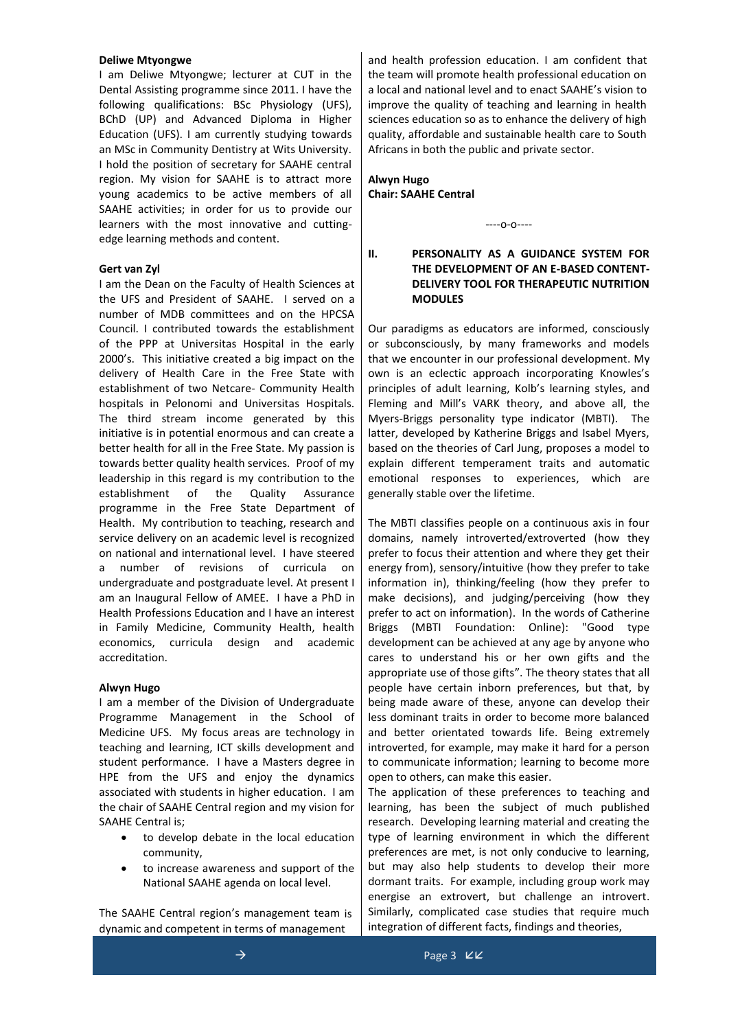**Deliwe Mtyongwe**

I am Deliwe Mtyongwe; lecturer at CUT in the Dental Assisting programme since 2011. I have the following qualifications: BSc Physiology (UFS), BChD (UP) and Advanced Diploma in Higher Education (UFS). I am currently studying towards an MSc in Community Dentistry at Wits University. I hold the position of secretary for SAAHE central region. My vision for SAAHE is to attract more young academics to be active members of all SAAHE activities; in order for us to provide our learners with the most innovative and cutting-edge learning methods and content.

**Gert van Zyl**

I am the Dean on the Faculty of Health Sciences at the UFS and President of SAAHE. I served on a number of MDB committees and on the HPCSA Council. I contributed towards the establishment of the PPP at Universitas Hospital in the early 2000's. This initiative created a big impact on the delivery of Health Care in the Free State with establishment of two Netcare- Community Health hospitals in Pelonomi and Universitas Hospitals. The third stream income generated by this initiative is in potential enormous and can create a better health for all in the Free State. My passion is towards better quality health services. Proof of my leadership in this regard is my contribution to the establishment of the Quality Assurance programme in the Free State Department of Health. My contribution to teaching, research and service delivery on an academic level is recognized on national and international level. I have steered a number of revisions of curricula on undergraduate and postgraduate level. At present I am an Inaugural Fellow of AMEE. I have a PhD in Health Professions Education and I have an interest in Family Medicine, Community Health, health economics, curricula design and academic accreditation.

**Alwyn Hugo**

I am a member of the Division of Undergraduate Programme Management in the School of Medicine UFS. My focus areas are technology in teaching and learning, ICT skills development and student performance. I have a Masters degree in HPE from the UFS and enjoy the dynamics associated with students in higher education. I am the chair of SAAHE Central region and my vision for SAAHE Central is;

- to develop debate in the local education community,
- to increase awareness and support of the National SAAHE agenda on local level.

The SAAHE Central region's management team is dynamic and competent in terms of management and health profession education. I am confident that the team will promote health professional education on a local and national level and to enact SAAHE's vision to improve the quality of teaching and learning in health sciences education so as to enhance the delivery of high quality, affordable and sustainable health care to South Africans in both the public and private sector.

**Alwyn Hugo**
**Chair: SAAHE Central**

----o-o----

## II. PERSONALITY AS A GUIDANCE SYSTEM FOR THE DEVELOPMENT OF AN E-BASED CONTENT-DELIVERY TOOL FOR THERAPEUTIC NUTRITION MODULES

Our paradigms as educators are informed, consciously or subconsciously, by many frameworks and models that we encounter in our professional development. My own is an eclectic approach incorporating Knowles's principles of adult learning, Kolb's learning styles, and Fleming and Mill's VARK theory, and above all, the Myers-Briggs personality type indicator (MBTI). The latter, developed by Katherine Briggs and Isabel Myers, based on the theories of Carl Jung, proposes a model to explain different temperament traits and automatic emotional responses to experiences, which are generally stable over the lifetime.

The MBTI classifies people on a continuous axis in four domains, namely introverted/extroverted (how they prefer to focus their attention and where they get their energy from), sensory/intuitive (how they prefer to take information in), thinking/feeling (how they prefer to make decisions), and judging/perceiving (how they prefer to act on information). In the words of Catherine Briggs (MBTI Foundation: Online): "Good type development can be achieved at any age by anyone who cares to understand his or her own gifts and the appropriate use of those gifts". The theory states that all people have certain inborn preferences, but that, by being made aware of these, anyone can develop their less dominant traits in order to become more balanced and better orientated towards life. Being extremely introverted, for example, may make it hard for a person to communicate information; learning to become more open to others, can make this easier.

The application of these preferences to teaching and learning, has been the subject of much published research. Developing learning material and creating the type of learning environment in which the different preferences are met, is not only conducive to learning, but may also help students to develop their more dormant traits. For example, including group work may energise an extrovert, but challenge an introvert. Similarly, complicated case studies that require much integration of different facts, findings and theories,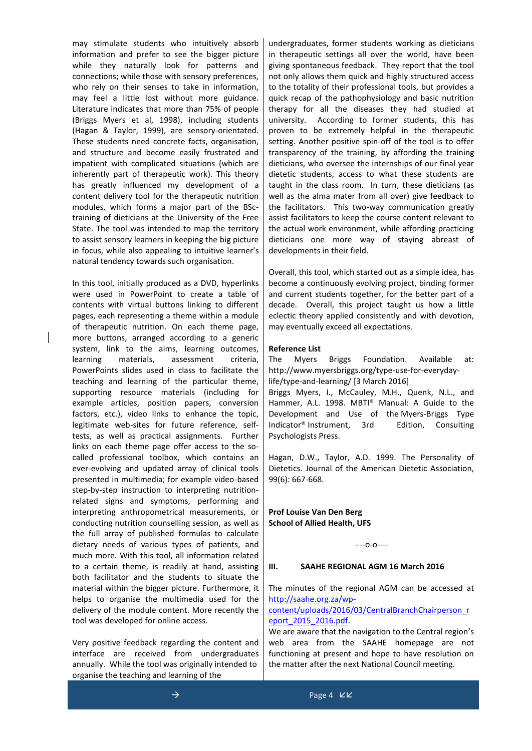may stimulate students who intuitively absorb information and prefer to see the bigger picture while they naturally look for patterns and connections; while those with sensory preferences, who rely on their senses to take in information, may feel a little lost without more guidance. Literature indicates that more than 75% of people (Briggs Myers et al, 1998), including students (Hagan & Taylor, 1999), are sensory-orientated. These students need concrete facts, organisation, and structure and become easily frustrated and impatient with complicated situations (which are inherently part of therapeutic work). This theory has greatly influenced my development of a content delivery tool for the therapeutic nutrition modules, which forms a major part of the BSc-training of dieticians at the University of the Free State. The tool was intended to map the territory to assist sensory learners in keeping the big picture in focus, while also appealing to intuitive learner's natural tendency towards such organisation.

In this tool, initially produced as a DVD, hyperlinks were used in PowerPoint to create a table of contents with virtual buttons linking to different pages, each representing a theme within a module of therapeutic nutrition. On each theme page, more buttons, arranged according to a generic system, link to the aims, learning outcomes, learning materials, assessment criteria, PowerPoints slides used in class to facilitate the teaching and learning of the particular theme, supporting resource materials (including for example articles, position papers, conversion factors, etc.), video links to enhance the topic, legitimate web-sites for future reference, self-tests, as well as practical assignments. Further links on each theme page offer access to the so-called professional toolbox, which contains an ever-evolving and updated array of clinical tools presented in multimedia; for example video-based step-by-step instruction to interpreting nutrition-related signs and symptoms, performing and interpreting anthropometrical measurements, or conducting nutrition counselling session, as well as the full array of published formulas to calculate dietary needs of various types of patients, and much more. With this tool, all information related to a certain theme, is readily at hand, assisting both facilitator and the students to situate the material within the bigger picture. Furthermore, it helps to organise the multimedia used for the delivery of the module content. More recently the tool was developed for online access.

Very positive feedback regarding the content and interface are received from undergraduates annually. While the tool was originally intended to organise the teaching and learning of the undergraduates, former students working as dieticians in therapeutic settings all over the world, have been giving spontaneous feedback. They report that the tool not only allows them quick and highly structured access to the totality of their professional tools, but provides a quick recap of the pathophysiology and basic nutrition therapy for all the diseases they had studied at university. According to former students, this has proven to be extremely helpful in the therapeutic setting. Another positive spin-off of the tool is to offer transparency of the training, by affording the training dieticians, who oversee the internships of our final year dietetic students, access to what these students are taught in the class room. In turn, these dieticians (as well as the alma mater from all over) give feedback to the facilitators. This two-way communication greatly assist facilitators to keep the course content relevant to the actual work environment, while affording practicing dieticians one more way of staying abreast of developments in their field.

Overall, this tool, which started out as a simple idea, has become a continuously evolving project, binding former and current students together, for the better part of a decade. Overall, this project taught us how a little eclectic theory applied consistently and with devotion, may eventually exceed all expectations.

**Reference List**

The Myers Briggs Foundation. Available at: http://www.myersbriggs.org/type-use-for-everyday-life/type-and-learning/ [3 March 2016]

Briggs Myers, I., McCauley, M.H., Quenk, N.L., and Hammer, A.L. 1998. MBTI® Manual: A Guide to the Development and Use of the Myers-Briggs Type Indicator® Instrument, 3rd Edition, Consulting Psychologists Press.

Hagan, D.W., Taylor, A.D. 1999. The Personality of Dietetics. Journal of the American Dietetic Association, 99(6): 667-668.

**Prof Louise Van Den Berg**
**School of Allied Health, UFS**

----o-o----

### III. SAAHE REGIONAL AGM 16 March 2016

The minutes of the regional AGM can be accessed at http://saahe.org.za/wp-content/uploads/2016/03/CentralBranchChairperson_report_2015_2016.pdf.

We are aware that the navigation to the Central region's web area from the SAAHE homepage are not functioning at present and hope to have resolution on the matter after the next National Council meeting.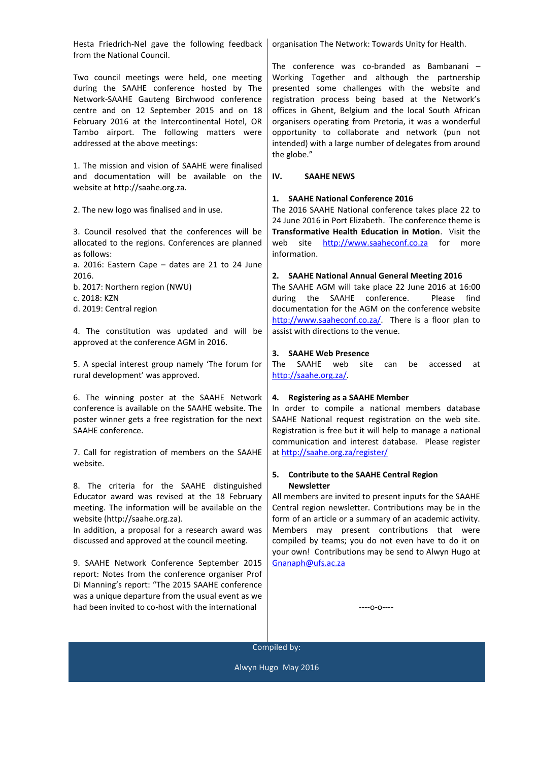Hesta Friedrich-Nel gave the following feedback from the National Council.

Two council meetings were held, one meeting during the SAAHE conference hosted by The Network-SAAHE Gauteng Birchwood conference centre and on 12 September 2015 and on 18 February 2016 at the Intercontinental Hotel, OR Tambo airport. The following matters were addressed at the above meetings:

1. The mission and vision of SAAHE were finalised and documentation will be available on the website at http://saahe.org.za.

2. The new logo was finalised and in use.

3. Council resolved that the conferences will be allocated to the regions. Conferences are planned as follows:
a. 2016: Eastern Cape – dates are 21 to 24 June 2016.
b. 2017: Northern region (NWU)
c. 2018: KZN
d. 2019: Central region

4. The constitution was updated and will be approved at the conference AGM in 2016.

5. A special interest group namely 'The forum for rural development' was approved.

6. The winning poster at the SAAHE Network conference is available on the SAAHE website. The poster winner gets a free registration for the next SAAHE conference.

7. Call for registration of members on the SAAHE website.

8. The criteria for the SAAHE distinguished Educator award was revised at the 18 February meeting. The information will be available on the website (http://saahe.org.za).
In addition, a proposal for a research award was discussed and approved at the council meeting.

9. SAAHE Network Conference September 2015 report: Notes from the conference organiser Prof Di Manning's report: "The 2015 SAAHE conference was a unique departure from the usual event as we had been invited to co-host with the international organisation The Network: Towards Unity for Health.

The conference was co-branded as Bambanani – Working Together and although the partnership presented some challenges with the website and registration process being based at the Network's offices in Ghent, Belgium and the local South African organisers operating from Pretoria, it was a wonderful opportunity to collaborate and network (pun not intended) with a large number of delegates from around the globe."

## IV. SAAHE NEWS

### 1. SAAHE National Conference 2016

The 2016 SAAHE National conference takes place 22 to 24 June 2016 in Port Elizabeth. The conference theme is **Transformative Health Education in Motion**. Visit the web site http://www.saaheconf.co.za for more information.

### 2. SAAHE National Annual General Meeting 2016

The SAAHE AGM will take place 22 June 2016 at 16:00 during the SAAHE conference. Please find documentation for the AGM on the conference website http://www.saaheconf.co.za/. There is a floor plan to assist with directions to the venue.

### 3. SAAHE Web Presence

The SAAHE web site can be accessed at http://saahe.org.za/.

### 4. Registering as a SAAHE Member

In order to compile a national members database SAAHE National request registration on the web site. Registration is free but it will help to manage a national communication and interest database. Please register at http://saahe.org.za/register/

### 5. Contribute to the SAAHE Central Region Newsletter

All members are invited to present inputs for the SAAHE Central region newsletter. Contributions may be in the form of an article or a summary of an academic activity. Members may present contributions that were compiled by teams; you do not even have to do it on your own! Contributions may be send to Alwyn Hugo at Gnanaph@ufs.ac.za

----o-o----

Compiled by:

Alwyn Hugo May 2016